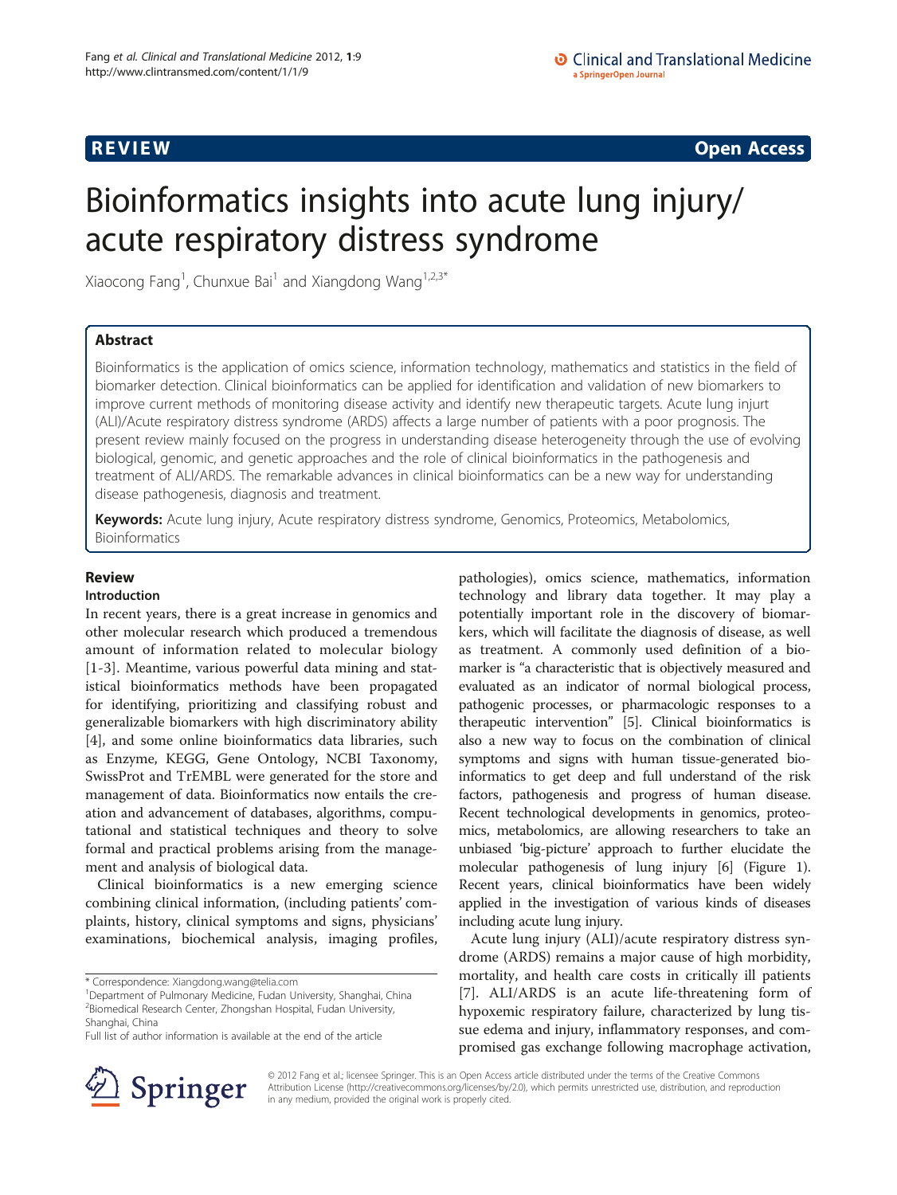REVIEW Open Access

# Bioinformatics insights into acute lung injury/ acute respiratory distress syndrome

Xiaocong Fang[1], Chunxue Bai[1] and Xiangdong Wang[1,2,3*]

## Abstract

Bioinformatics is the application of omics science, information technology, mathematics and statistics in the field of biomarker detection. Clinical bioinformatics can be applied for identification and validation of new biomarkers to improve current methods of monitoring disease activity and identify new therapeutic targets. Acute lung injurt (ALI)/Acute respiratory distress syndrome (ARDS) affects a large number of patients with a poor prognosis. The present review mainly focused on the progress in understanding disease heterogeneity through the use of evolving biological, genomic, and genetic approaches and the role of clinical bioinformatics in the pathogenesis and treatment of ALI/ARDS. The remarkable advances in clinical bioinformatics can be a new way for understanding disease pathogenesis, diagnosis and treatment.

**Keywords:** Acute lung injury, Acute respiratory distress syndrome, Genomics, Proteomics, Metabolomics, Bioinformatics

## Review

### Introduction

In recent years, there is a great increase in genomics and other molecular research which produced a tremendous amount of information related to molecular biology [1-3]. Meantime, various powerful data mining and statistical bioinformatics methods have been propagated for identifying, prioritizing and classifying robust and generalizable biomarkers with high discriminatory ability [4], and some online bioinformatics data libraries, such as Enzyme, KEGG, Gene Ontology, NCBI Taxonomy, SwissProt and TrEMBL were generated for the store and management of data. Bioinformatics now entails the creation and advancement of databases, algorithms, computational and statistical techniques and theory to solve formal and practical problems arising from the management and analysis of biological data.

Clinical bioinformatics is a new emerging science combining clinical information, (including patients' complaints, history, clinical symptoms and signs, physicians' examinations, biochemical analysis, imaging profiles, pathologies), omics science, mathematics, information technology and library data together. It may play a potentially important role in the discovery of biomarkers, which will facilitate the diagnosis of disease, as well as treatment. A commonly used definition of a biomarker is "a characteristic that is objectively measured and evaluated as an indicator of normal biological process, pathogenic processes, or pharmacologic responses to a therapeutic intervention" [5]. Clinical bioinformatics is also a new way to focus on the combination of clinical symptoms and signs with human tissue-generated bioinformatics to get deep and full understand of the risk factors, pathogenesis and progress of human disease. Recent technological developments in genomics, proteomics, metabolomics, are allowing researchers to take an unbiased 'big-picture' approach to further elucidate the molecular pathogenesis of lung injury [6] (Figure 1). Recent years, clinical bioinformatics have been widely applied in the investigation of various kinds of diseases including acute lung injury.

Acute lung injury (ALI)/acute respiratory distress syndrome (ARDS) remains a major cause of high morbidity, mortality, and health care costs in critically ill patients [7]. ALI/ARDS is an acute life-threatening form of hypoxemic respiratory failure, characterized by lung tissue edema and injury, inflammatory responses, and compromised gas exchange following macrophage activation,

\* Correspondence: Xiangdong.wang@telia.com
[1]Department of Pulmonary Medicine, Fudan University, Shanghai, China
[2]Biomedical Research Center, Zhongshan Hospital, Fudan University, Shanghai, China
Full list of author information is available at the end of the article

© 2012 Fang et al.; licensee Springer. This is an Open Access article distributed under the terms of the Creative Commons Attribution License (http://creativecommons.org/licenses/by/2.0), which permits unrestricted use, distribution, and reproduction in any medium, provided the original work is properly cited.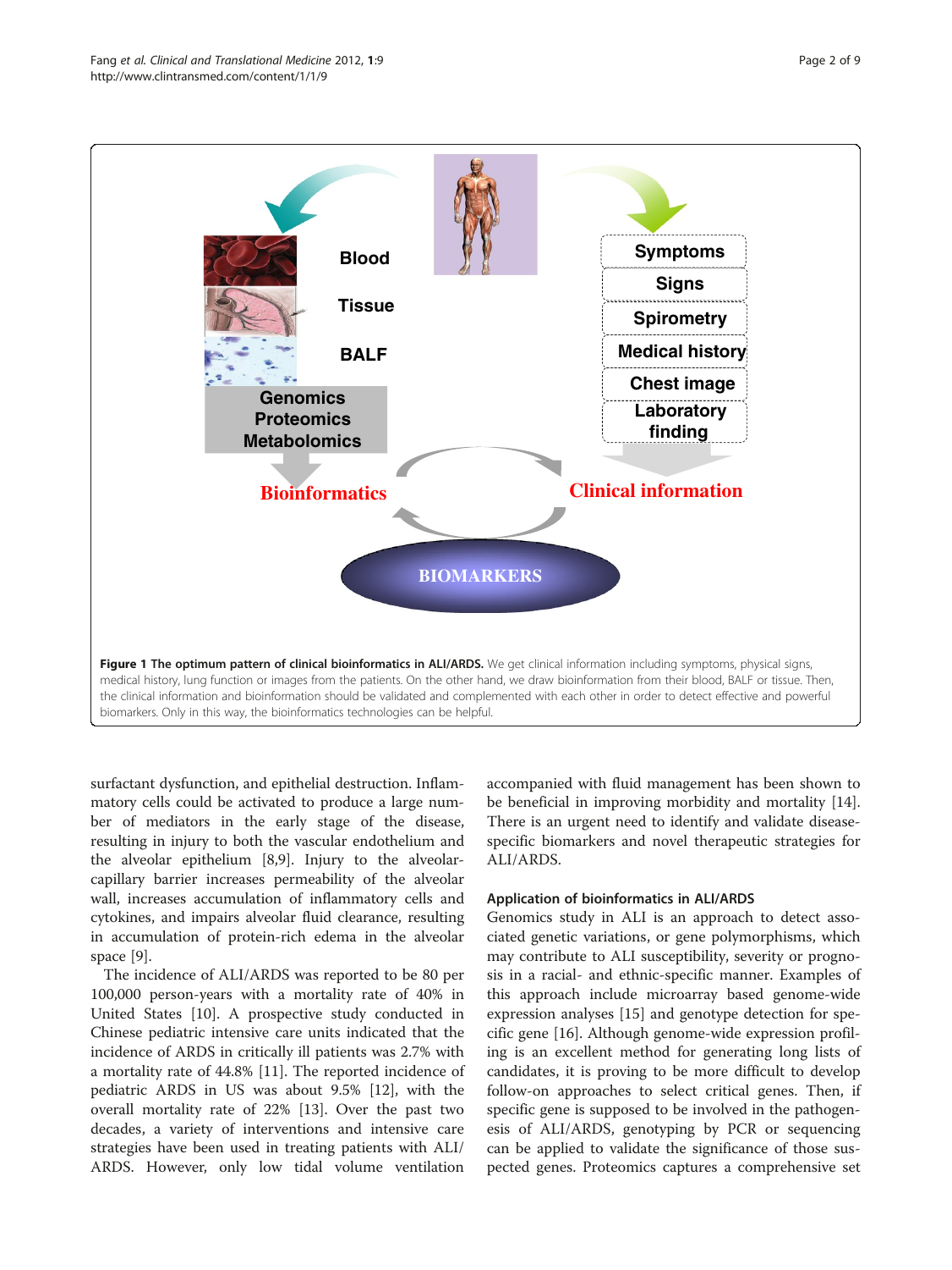**Figure 1 The optimum pattern of clinical bioinformatics in ALI/ARDS.** We get clinical information including symptoms, physical signs, medical history, lung function or images from the patients. On the other hand, we draw bioinformation from their blood, BALF or tissue. Then, the clinical information and bioinformation should be validated and complemented with each other in order to detect effective and powerful biomarkers. Only in this way, the bioinformatics technologies can be helpful.

surfactant dysfunction, and epithelial destruction. Inflammatory cells could be activated to produce a large number of mediators in the early stage of the disease, resulting in injury to both the vascular endothelium and the alveolar epithelium [8,9]. Injury to the alveolar-capillary barrier increases permeability of the alveolar wall, increases accumulation of inflammatory cells and cytokines, and impairs alveolar fluid clearance, resulting in accumulation of protein-rich edema in the alveolar space [9].

The incidence of ALI/ARDS was reported to be 80 per 100,000 person-years with a mortality rate of 40% in United States [10]. A prospective study conducted in Chinese pediatric intensive care units indicated that the incidence of ARDS in critically ill patients was 2.7% with a mortality rate of 44.8% [11]. The reported incidence of pediatric ARDS in US was about 9.5% [12], with the overall mortality rate of 22% [13]. Over the past two decades, a variety of interventions and intensive care strategies have been used in treating patients with ALI/ARDS. However, only low tidal volume ventilation accompanied with fluid management has been shown to be beneficial in improving morbidity and mortality [14]. There is an urgent need to identify and validate disease-specific biomarkers and novel therapeutic strategies for ALI/ARDS.

## Application of bioinformatics in ALI/ARDS

Genomics study in ALI is an approach to detect associated genetic variations, or gene polymorphisms, which may contribute to ALI susceptibility, severity or prognosis in a racial- and ethnic-specific manner. Examples of this approach include microarray based genome-wide expression analyses [15] and genotype detection for specific gene [16]. Although genome-wide expression profiling is an excellent method for generating long lists of candidates, it is proving to be more difficult to develop follow-on approaches to select critical genes. Then, if specific gene is supposed to be involved in the pathogenesis of ALI/ARDS, genotyping by PCR or sequencing can be applied to validate the significance of those suspected genes. Proteomics captures a comprehensive set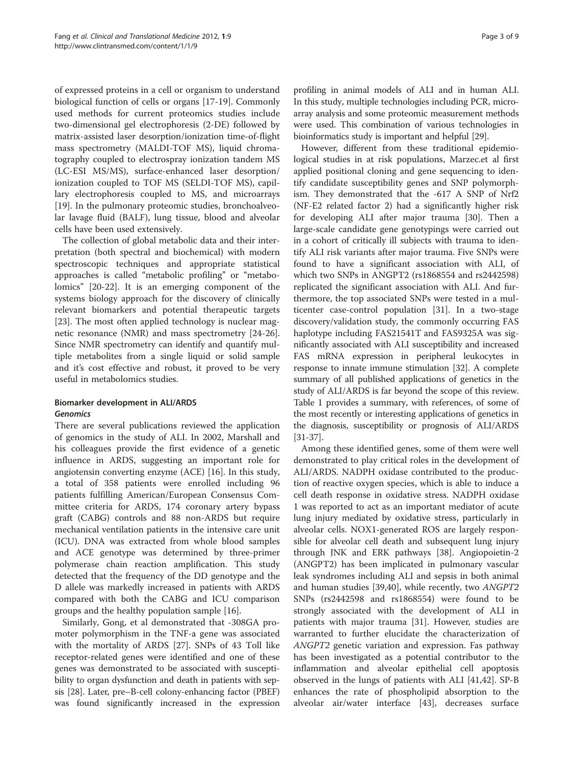of expressed proteins in a cell or organism to understand biological function of cells or organs [17-19]. Commonly used methods for current proteomics studies include two-dimensional gel electrophoresis (2-DE) followed by matrix-assisted laser desorption/ionization time-of-flight mass spectrometry (MALDI-TOF MS), liquid chromatography coupled to electrospray ionization tandem MS (LC-ESI MS/MS), surface-enhanced laser desorption/ionization coupled to TOF MS (SELDI-TOF MS), capillary electrophoresis coupled to MS, and microarrays [19]. In the pulmonary proteomic studies, bronchoalveolar lavage fluid (BALF), lung tissue, blood and alveolar cells have been used extensively.

The collection of global metabolic data and their interpretation (both spectral and biochemical) with modern spectroscopic techniques and appropriate statistical approaches is called "metabolic profiling" or "metabolomics" [20-22]. It is an emerging component of the systems biology approach for the discovery of clinically relevant biomarkers and potential therapeutic targets [23]. The most often applied technology is nuclear magnetic resonance (NMR) and mass spectrometry [24-26]. Since NMR spectrometry can identify and quantify multiple metabolites from a single liquid or solid sample and it's cost effective and robust, it proved to be very useful in metabolomics studies.

## Biomarker development in ALI/ARDS

### *Genomics*

There are several publications reviewed the application of genomics in the study of ALI. In 2002, Marshall and his colleagues provide the first evidence of a genetic influence in ARDS, suggesting an important role for angiotensin converting enzyme (ACE) [16]. In this study, a total of 358 patients were enrolled including 96 patients fulfilling American/European Consensus Committee criteria for ARDS, 174 coronary artery bypass graft (CABG) controls and 88 non-ARDS but require mechanical ventilation patients in the intensive care unit (ICU). DNA was extracted from whole blood samples and ACE genotype was determined by three-primer polymerase chain reaction amplification. This study detected that the frequency of the DD genotype and the D allele was markedly increased in patients with ARDS compared with both the CABG and ICU comparison groups and the healthy population sample [16].

Similarly, Gong, et al demonstrated that -308GA promoter polymorphism in the TNF-a gene was associated with the mortality of ARDS [27]. SNPs of 43 Toll like receptor-related genes were identified and one of these genes was demonstrated to be associated with susceptibility to organ dysfunction and death in patients with sepsis [28]. Later, pre–B-cell colony-enhancing factor (PBEF) was found significantly increased in the expression profiling in animal models of ALI and in human ALI. In this study, multiple technologies including PCR, microarray analysis and some proteomic measurement methods were used. This combination of various technologies in bioinformatics study is important and helpful [29].

However, different from these traditional epidemiological studies in at risk populations, Marzec.et al first applied positional cloning and gene sequencing to identify candidate susceptibility genes and SNP polymorphism. They demonstrated that the -617 A SNP of Nrf2 (NF-E2 related factor 2) had a significantly higher risk for developing ALI after major trauma [30]. Then a large-scale candidate gene genotypings were carried out in a cohort of critically ill subjects with trauma to identify ALI risk variants after major trauma. Five SNPs were found to have a significant association with ALI, of which two SNPs in ANGPT2 (rs1868554 and rs2442598) replicated the significant association with ALI. And furthermore, the top associated SNPs were tested in a multicenter case-control population [31]. In a two-stage discovery/validation study, the commonly occurring FAS haplotype including FAS21541T and FAS9325A was significantly associated with ALI susceptibility and increased FAS mRNA expression in peripheral leukocytes in response to innate immune stimulation [32]. A complete summary of all published applications of genetics in the study of ALI/ARDS is far beyond the scope of this review. Table 1 provides a summary, with references, of some of the most recently or interesting applications of genetics in the diagnosis, susceptibility or prognosis of ALI/ARDS [31-37].

Among these identified genes, some of them were well demonstrated to play critical roles in the development of ALI/ARDS. NADPH oxidase contributed to the production of reactive oxygen species, which is able to induce a cell death response in oxidative stress. NADPH oxidase 1 was reported to act as an important mediator of acute lung injury mediated by oxidative stress, particularly in alveolar cells. NOX1-generated ROS are largely responsible for alveolar cell death and subsequent lung injury through JNK and ERK pathways [38]. Angiopoietin-2 (ANGPT2) has been implicated in pulmonary vascular leak syndromes including ALI and sepsis in both animal and human studies [39,40], while recently, two *ANGPT2* SNPs (rs2442598 and rs1868554) were found to be strongly associated with the development of ALI in patients with major trauma [31]. However, studies are warranted to further elucidate the characterization of *ANGPT2* genetic variation and expression. Fas pathway has been investigated as a potential contributor to the inflammation and alveolar epithelial cell apoptosis observed in the lungs of patients with ALI [41,42]. SP-B enhances the rate of phospholipid absorption to the alveolar air/water interface [43], decreases surface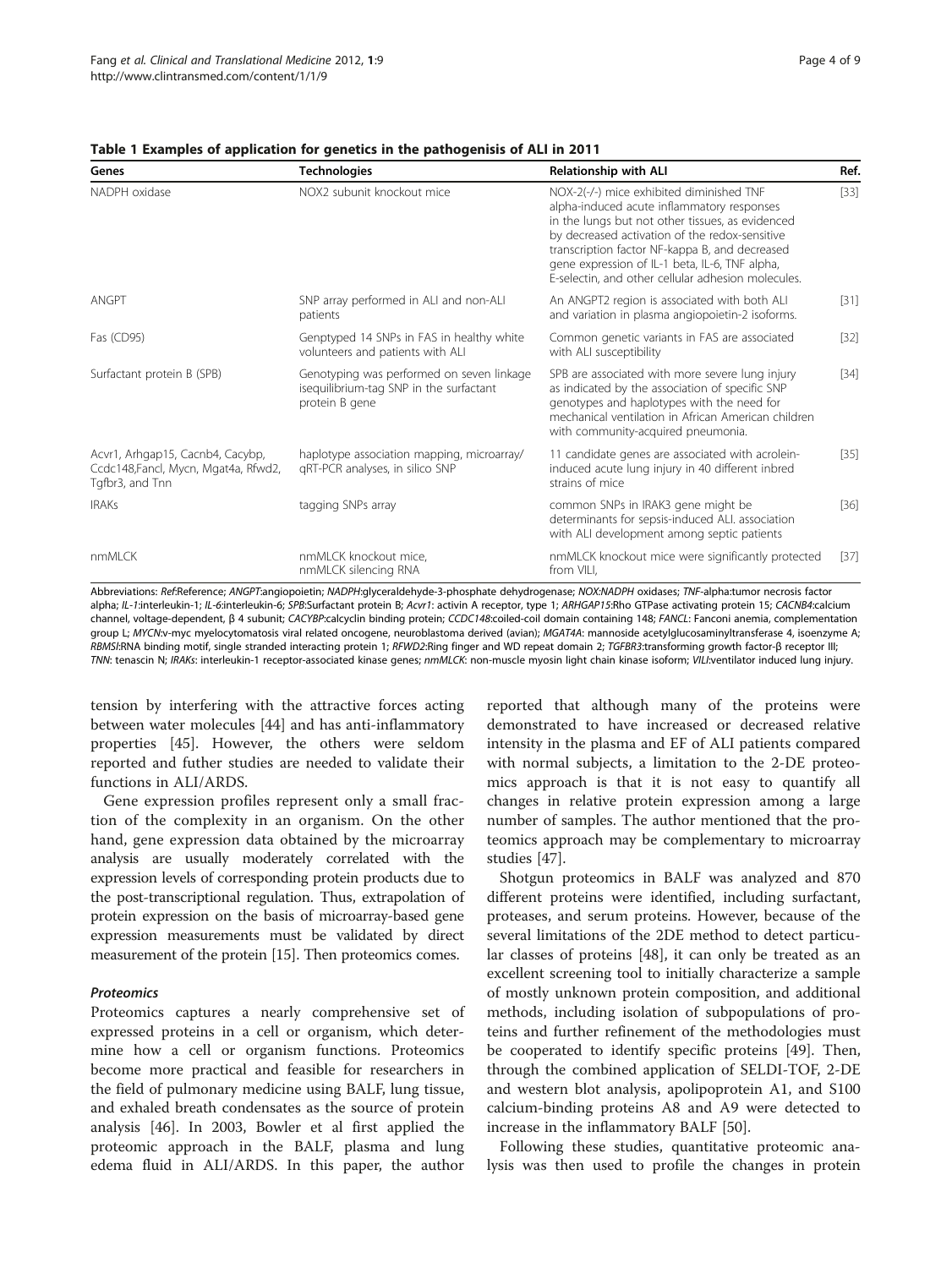**Table 1 Examples of application for genetics in the pathogenisis of ALI in 2011**

| Genes | Technologies | Relationship with ALI | Ref. |
|---|---|---|---|
| NADPH oxidase | NOX2 subunit knockout mice | NOX-2(-/-) mice exhibited diminished TNF alpha-induced acute inflammatory responses in the lungs but not other tissues, as evidenced by decreased activation of the redox-sensitive transcription factor NF-kappa B, and decreased gene expression of IL-1 beta, IL-6, TNF alpha, E-selectin, and other cellular adhesion molecules. | [33] |
| ANGPT | SNP array performed in ALI and non-ALI patients | An ANGPT2 region is associated with both ALI and variation in plasma angiopoietin-2 isoforms. | [31] |
| Fas (CD95) | Genptyped 14 SNPs in FAS in healthy white volunteers and patients with ALI | Common genetic variants in FAS are associated with ALI susceptibility | [32] |
| Surfactant protein B (SPB) | Genotyping was performed on seven linkage iseuilibrium-tag SNP in the surfactant protein B gene | SPB are associated with more severe lung injury as indicated by the association of specific SNP genotypes and haplotypes with the need for mechanical ventilation in African American children with community-acquired pneumonia. | [34] |
| Acvr1, Arhgap15, Cacnb4, Cacybp, Ccdc148,Fancl, Mycn, Mgat4a, Rfwd2, Tgfbr3, and Tnn | haplotype association mapping, microarray/ qRT-PCR analyses, in silico SNP | 11 candidate genes are associated with acrolein-induced acute lung injury in 40 different inbred strains of mice | [35] |
| IRAKs | tagging SNPs array | common SNPs in IRAK3 gene might be determinants for sepsis-induced ALI. association with ALI development among septic patients | [36] |
| nmMLCK | nmMLCK knockout mice, nmMLCK silencing RNA | nmMLCK knockout mice were significantly protected from VILI, | [37] |

Abbreviations: *Ref*:Reference; *ANGPT*:angiopoietin; *NADPH*:glyceraldehyde-3-phosphate dehydrogenase; *NOX*:NADPH oxidases; *TNF*-alpha:tumor necrosis factor alpha; *IL-1*:interleukin-1; *IL-6*:interleukin-6; *SPB*:Surfactant protein B; *Acvr1*: activin A receptor, type 1; *ARHGAP15*:Rho GTPase activating protein 15; *CACNB4*:calcium channel, voltage-dependent, β 4 subunit; *CACYBP*:calcyclin binding protein; *CCDC148*:coiled-coil domain containing 148; *FANCL*: Fanconi anemia, complementation group L; *MYCN*:v-myc myelocytomatosis viral related oncogene, neuroblastoma derived (avian); *MGAT4A*: mannoside acetylglucosaminyltransferase 4, isoenzyme A; *RBMSI*:RNA binding motif, single stranded interacting protein 1; *RFWD2*:Ring finger and WD repeat domain 2; *TGFBR3*:transforming growth factor-β receptor III; *TNN*: tenascin N; *IRAKs*: interleukin-1 receptor-associated kinase genes; *nmMLCK*: non-muscle myosin light chain kinase isoform; *VILI*:ventilator induced lung injury.

tension by interfering with the attractive forces acting between water molecules [44] and has anti-inflammatory properties [45]. However, the others were seldom reported and futher studies are needed to validate their functions in ALI/ARDS.

Gene expression profiles represent only a small fraction of the complexity in an organism. On the other hand, gene expression data obtained by the microarray analysis are usually moderately correlated with the expression levels of corresponding protein products due to the post-transcriptional regulation. Thus, extrapolation of protein expression on the basis of microarray-based gene expression measurements must be validated by direct measurement of the protein [15]. Then proteomics comes.

### *Proteomics*

Proteomics captures a nearly comprehensive set of expressed proteins in a cell or organism, which determine how a cell or organism functions. Proteomics become more practical and feasible for researchers in the field of pulmonary medicine using BALF, lung tissue, and exhaled breath condensates as the source of protein analysis [46]. In 2003, Bowler et al first applied the proteomic approach in the BALF, plasma and lung edema fluid in ALI/ARDS. In this paper, the author reported that although many of the proteins were demonstrated to have increased or decreased relative intensity in the plasma and EF of ALI patients compared with normal subjects, a limitation to the 2-DE proteomics approach is that it is not easy to quantify all changes in relative protein expression among a large number of samples. The author mentioned that the proteomics approach may be complementary to microarray studies [47].

Shotgun proteomics in BALF was analyzed and 870 different proteins were identified, including surfactant, proteases, and serum proteins. However, because of the several limitations of the 2DE method to detect particular classes of proteins [48], it can only be treated as an excellent screening tool to initially characterize a sample of mostly unknown protein composition, and additional methods, including isolation of subpopulations of proteins and further refinement of the methodologies must be cooperated to identify specific proteins [49]. Then, through the combined application of SELDI-TOF, 2-DE and western blot analysis, apolipoprotein A1, and S100 calcium-binding proteins A8 and A9 were detected to increase in the inflammatory BALF [50].

Following these studies, quantitative proteomic analysis was then used to profile the changes in protein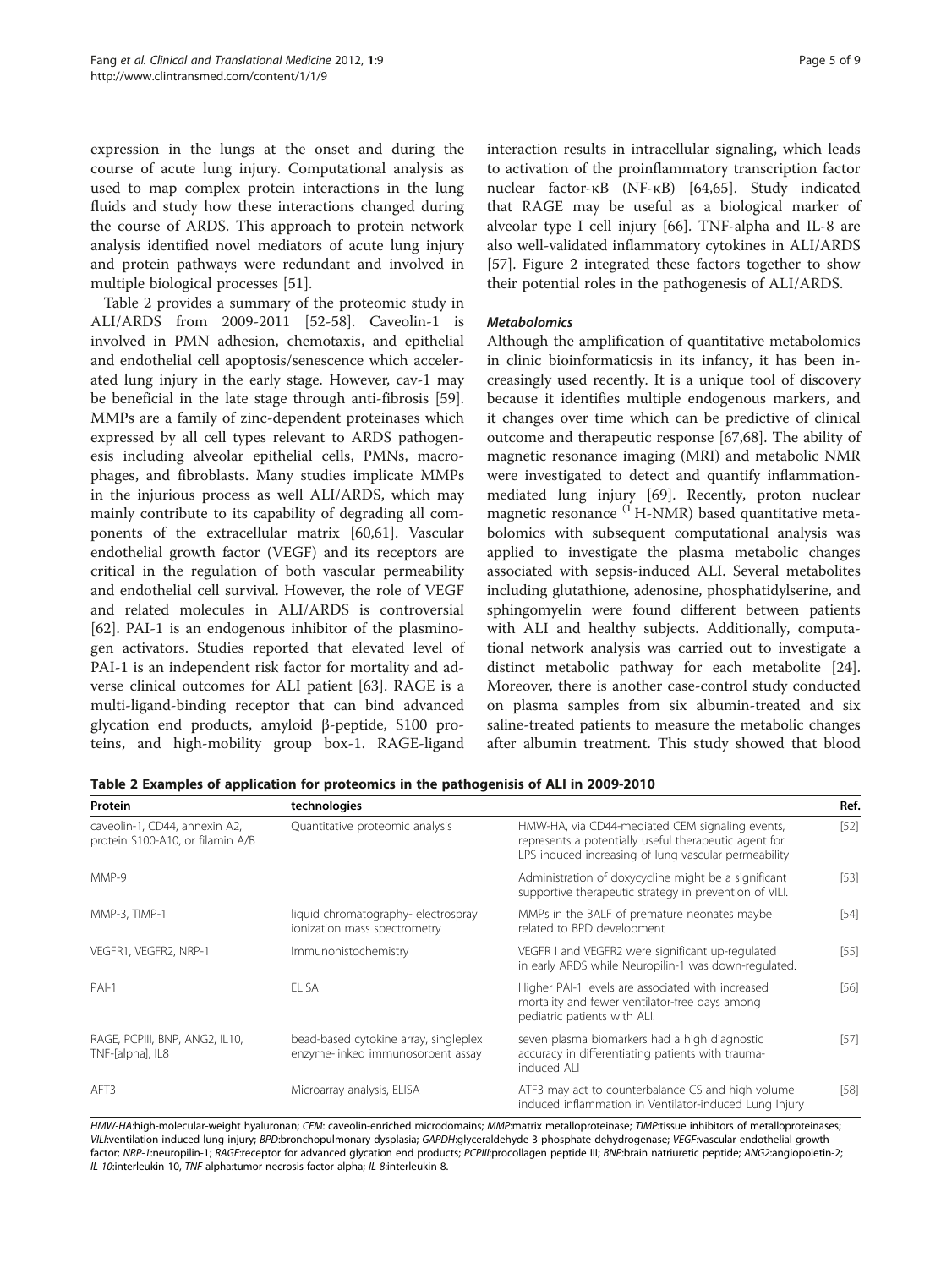expression in the lungs at the onset and during the course of acute lung injury. Computational analysis as used to map complex protein interactions in the lung fluids and study how these interactions changed during the course of ARDS. This approach to protein network analysis identified novel mediators of acute lung injury and protein pathways were redundant and involved in multiple biological processes [51].

Table 2 provides a summary of the proteomic study in ALI/ARDS from 2009-2011 [52-58]. Caveolin-1 is involved in PMN adhesion, chemotaxis, and epithelial and endothelial cell apoptosis/senescence which accelerated lung injury in the early stage. However, cav-1 may be beneficial in the late stage through anti-fibrosis [59]. MMPs are a family of zinc-dependent proteinases which expressed by all cell types relevant to ARDS pathogenesis including alveolar epithelial cells, PMNs, macrophages, and fibroblasts. Many studies implicate MMPs in the injurious process as well ALI/ARDS, which may mainly contribute to its capability of degrading all components of the extracellular matrix [60,61]. Vascular endothelial growth factor (VEGF) and its receptors are critical in the regulation of both vascular permeability and endothelial cell survival. However, the role of VEGF and related molecules in ALI/ARDS is controversial [62]. PAI-1 is an endogenous inhibitor of the plasminogen activators. Studies reported that elevated level of PAI-1 is an independent risk factor for mortality and adverse clinical outcomes for ALI patient [63]. RAGE is a multi-ligand-binding receptor that can bind advanced glycation end products, amyloid β-peptide, S100 proteins, and high-mobility group box-1. RAGE-ligand interaction results in intracellular signaling, which leads to activation of the proinflammatory transcription factor nuclear factor-κB (NF-κB) [64,65]. Study indicated that RAGE may be useful as a biological marker of alveolar type I cell injury [66]. TNF-alpha and IL-8 are also well-validated inflammatory cytokines in ALI/ARDS [57]. Figure 2 integrated these factors together to show their potential roles in the pathogenesis of ALI/ARDS.

### *Metabolomics*

Although the amplification of quantitative metabolomics in clinic bioinformaticsis in its infancy, it has been increasingly used recently. It is a unique tool of discovery because it identifies multiple endogenous markers, and it changes over time which can be predictive of clinical outcome and therapeutic response [67,68]. The ability of magnetic resonance imaging (MRI) and metabolic NMR were investigated to detect and quantify inflammation-mediated lung injury [69]. Recently, proton nuclear magnetic resonance ($^{1}$H-NMR) based quantitative metabolomics with subsequent computational analysis was applied to investigate the plasma metabolic changes associated with sepsis-induced ALI. Several metabolites including glutathione, adenosine, phosphatidylserine, and sphingomyelin were found different between patients with ALI and healthy subjects. Additionally, computational network analysis was carried out to investigate a distinct metabolic pathway for each metabolite [24]. Moreover, there is another case-control study conducted on plasma samples from six albumin-treated and six saline-treated patients to measure the metabolic changes after albumin treatment. This study showed that blood

**Table 2 Examples of application for proteomics in the pathogenisis of ALI in 2009-2010**

| Protein | technologies | | Ref. |
|---|---|---|---|
| caveolin-1, CD44, annexin A2, protein S100-A10, or filamin A/B | Quantitative proteomic analysis | HMW-HA, via CD44-mediated CEM signaling events, represents a potentially useful therapeutic agent for LPS induced increasing of lung vascular permeability | [52] |
| MMP-9 | | Administration of doxycycline might be a significant supportive therapeutic strategy in prevention of VILI. | [53] |
| MMP-3, TIMP-1 | liquid chromatography- electrospray ionization mass spectrometry | MMPs in the BALF of premature neonates maybe related to BPD development | [54] |
| VEGFR1, VEGFR2, NRP-1 | Immunohistochemistry | VEGFR I and VEGFR2 were significant up-regulated in early ARDS while Neuropilin-1 was down-regulated. | [55] |
| PAI-1 | ELISA | Higher PAI-1 levels are associated with increased mortality and fewer ventilator-free days among pediatric patients with ALI. | [56] |
| RAGE, PCPIII, BNP, ANG2, IL10, TNF-[alpha], IL8 | bead-based cytokine array, singleplex enzyme-linked immunosorbent assay | seven plasma biomarkers had a high diagnostic accuracy in differentiating patients with trauma-induced ALI | [57] |
| AFT3 | Microarray analysis, ELISA | ATF3 may act to counterbalance CS and high volume induced inflammation in Ventilator-induced Lung Injury | [58] |

*HMW-HA*:high-molecular-weight hyaluronan; *CEM*: caveolin-enriched microdomains; *MMP*:matrix metalloproteinase; *TIMP*:tissue inhibitors of metalloproteinases; *VILI*:ventilation-induced lung injury; *BPD*:bronchopulmonary dysplasia; *GAPDH*:glyceraldehyde-3-phosphate dehydrogenase; *VEGF*:vascular endothelial growth factor; *NRP-1*:neuropilin-1; *RAGE*:receptor for advanced glycation end products; *PCPIII*:procollagen peptide III; *BNP*:brain natriuretic peptide; *ANG2*:angiopoietin-2; *IL-10*:interleukin-10, *TNF*-alpha:tumor necrosis factor alpha; *IL-8*:interleukin-8.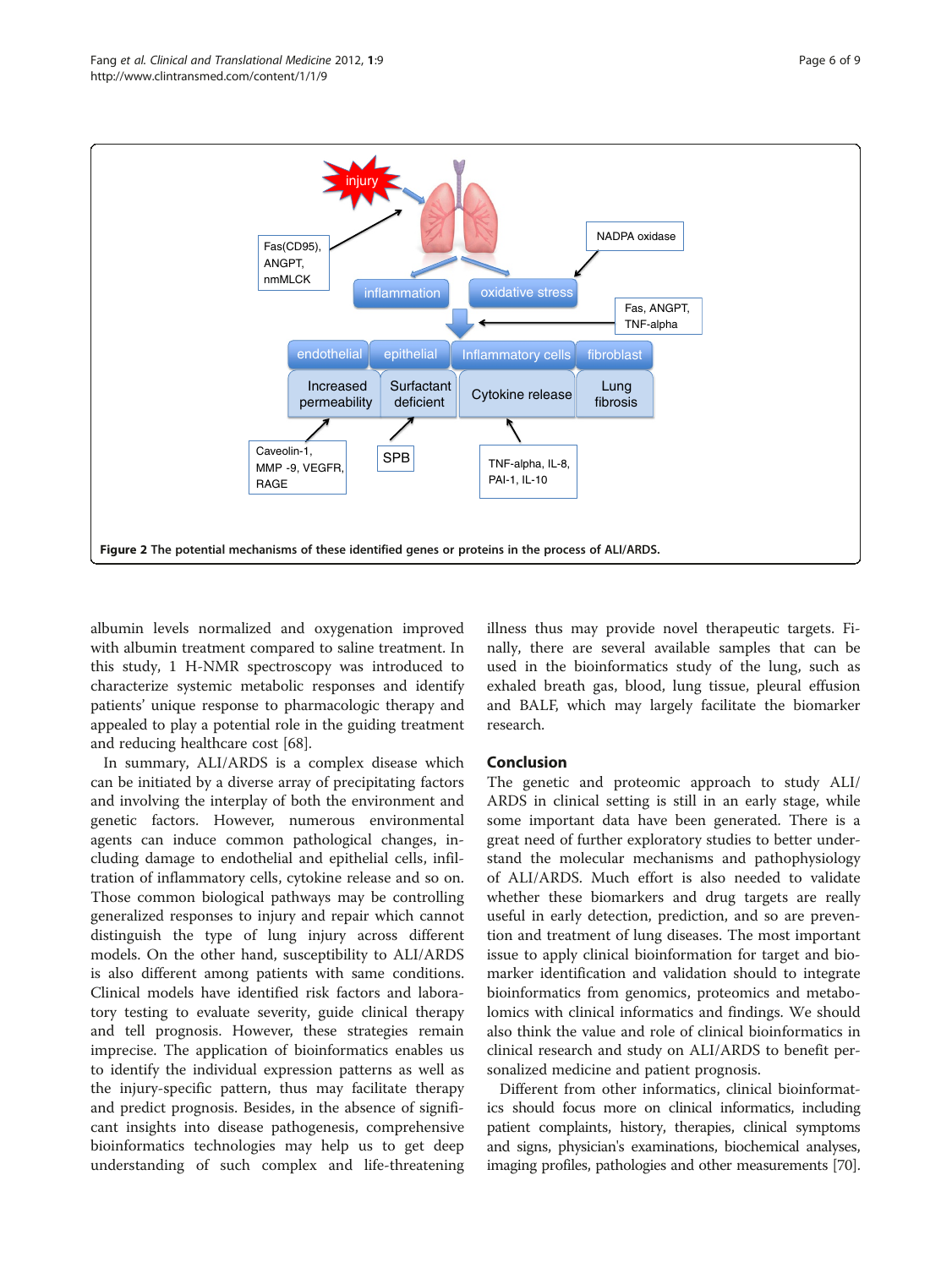injury

Fas(CD95), ANGPT, nmMLCK

NADPA oxidase

inflammation

oxidative stress

Fas, ANGPT, TNF-alpha

endothelial

epithelial

Inflammatory cells

fibroblast

Increased permeability

Surfactant deficient

Cytokine release

Lung fibrosis

Caveolin-1, MMP -9, VEGFR, RAGE

SPB

TNF-alpha, IL-8, PAI-1, IL-10

**Figure 2 The potential mechanisms of these identified genes or proteins in the process of ALI/ARDS.**

albumin levels normalized and oxygenation improved with albumin treatment compared to saline treatment. In this study, 1 H-NMR spectroscopy was introduced to characterize systemic metabolic responses and identify patients' unique response to pharmacologic therapy and appealed to play a potential role in the guiding treatment and reducing healthcare cost [68].

In summary, ALI/ARDS is a complex disease which can be initiated by a diverse array of precipitating factors and involving the interplay of both the environment and genetic factors. However, numerous environmental agents can induce common pathological changes, including damage to endothelial and epithelial cells, infiltration of inflammatory cells, cytokine release and so on. Those common biological pathways may be controlling generalized responses to injury and repair which cannot distinguish the type of lung injury across different models. On the other hand, susceptibility to ALI/ARDS is also different among patients with same conditions. Clinical models have identified risk factors and laboratory testing to evaluate severity, guide clinical therapy and tell prognosis. However, these strategies remain imprecise. The application of bioinformatics enables us to identify the individual expression patterns as well as the injury-specific pattern, thus may facilitate therapy and predict prognosis. Besides, in the absence of significant insights into disease pathogenesis, comprehensive bioinformatics technologies may help us to get deep understanding of such complex and life-threatening illness thus may provide novel therapeutic targets. Finally, there are several available samples that can be used in the bioinformatics study of the lung, such as exhaled breath gas, blood, lung tissue, pleural effusion and BALF, which may largely facilitate the biomarker research.

## Conclusion

The genetic and proteomic approach to study ALI/ARDS in clinical setting is still in an early stage, while some important data have been generated. There is a great need of further exploratory studies to better understand the molecular mechanisms and pathophysiology of ALI/ARDS. Much effort is also needed to validate whether these biomarkers and drug targets are really useful in early detection, prediction, and so are prevention and treatment of lung diseases. The most important issue to apply clinical bioinformation for target and biomarker identification and validation should to integrate bioinformatics from genomics, proteomics and metabolomics with clinical informatics and findings. We should also think the value and role of clinical bioinformatics in clinical research and study on ALI/ARDS to benefit personalized medicine and patient prognosis.

Different from other informatics, clinical bioinformatics should focus more on clinical informatics, including patient complaints, history, therapies, clinical symptoms and signs, physician's examinations, biochemical analyses, imaging profiles, pathologies and other measurements [70].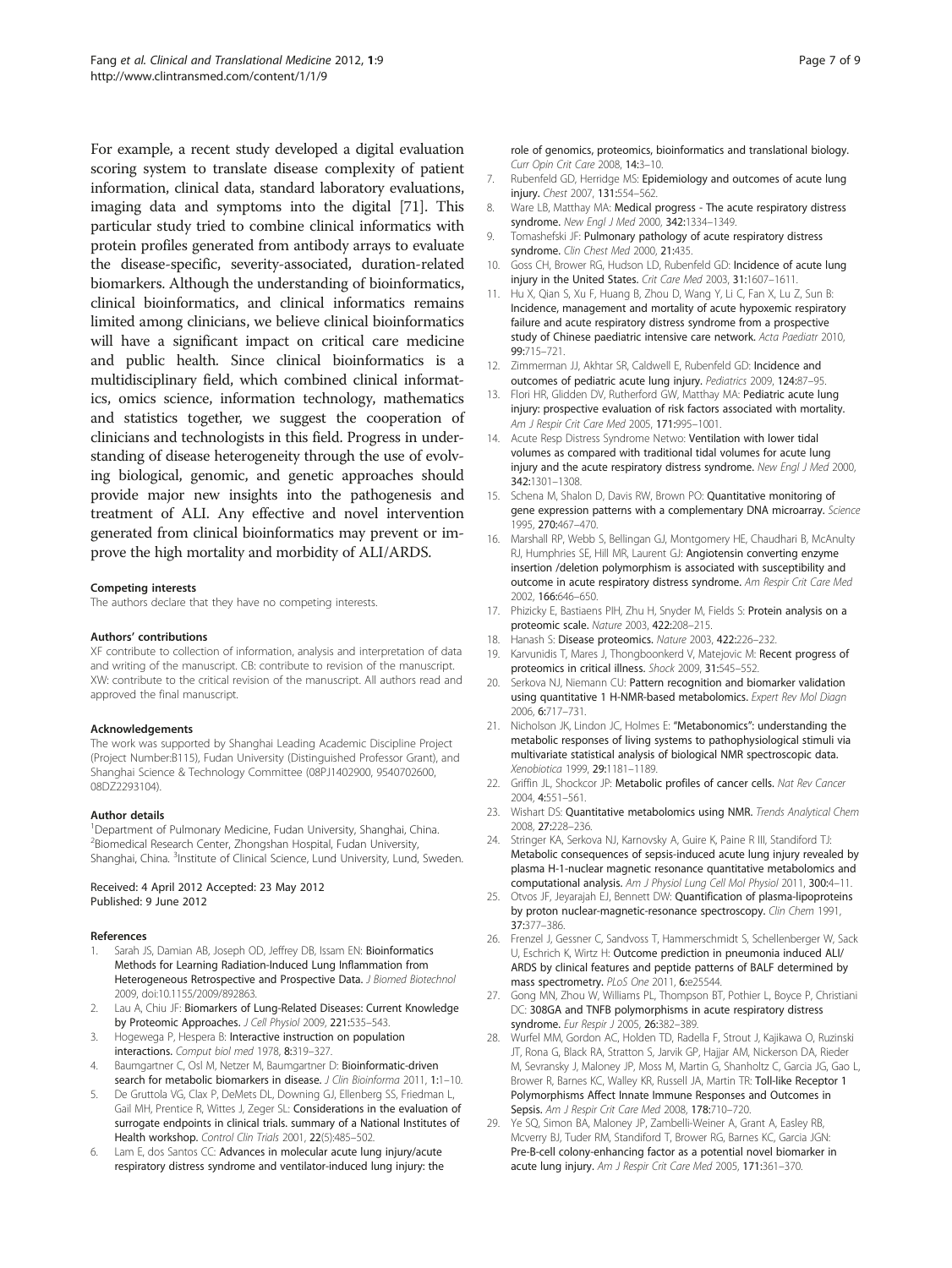For example, a recent study developed a digital evaluation scoring system to translate disease complexity of patient information, clinical data, standard laboratory evaluations, imaging data and symptoms into the digital [71]. This particular study tried to combine clinical informatics with protein profiles generated from antibody arrays to evaluate the disease-specific, severity-associated, duration-related biomarkers. Although the understanding of bioinformatics, clinical bioinformatics, and clinical informatics remains limited among clinicians, we believe clinical bioinformatics will have a significant impact on critical care medicine and public health. Since clinical bioinformatics is a multidisciplinary field, which combined clinical informatics, omics science, information technology, mathematics and statistics together, we suggest the cooperation of clinicians and technologists in this field. Progress in understanding of disease heterogeneity through the use of evolving biological, genomic, and genetic approaches should provide major new insights into the pathogenesis and treatment of ALI. Any effective and novel intervention generated from clinical bioinformatics may prevent or improve the high mortality and morbidity of ALI/ARDS.

#### Competing interests

The authors declare that they have no competing interests.

#### Authors' contributions

XF contribute to collection of information, analysis and interpretation of data and writing of the manuscript. CB: contribute to revision of the manuscript. XW: contribute to the critical revision of the manuscript. All authors read and approved the final manuscript.

#### Acknowledgements

The work was supported by Shanghai Leading Academic Discipline Project (Project Number:B115), Fudan University (Distinguished Professor Grant), and Shanghai Science & Technology Committee (08PJ1402900, 9540702600, 08DZ2293104).

#### Author details

[1]Department of Pulmonary Medicine, Fudan University, Shanghai, China. [2]Biomedical Research Center, Zhongshan Hospital, Fudan University, Shanghai, China. [3]Institute of Clinical Science, Lund University, Lund, Sweden.

Received: 4 April 2012 Accepted: 23 May 2012
Published: 9 June 2012

#### References

1. Sarah JS, Damian AB, Joseph OD, Jeffrey DB, Issam EN: **Bioinformatics Methods for Learning Radiation-Induced Lung Inflammation from Heterogeneous Retrospective and Prospective Data.** *J Biomed Biotechnol* 2009, doi:10.1155/2009/892863.
2. Lau A, Chiu JF: **Biomarkers of Lung-Related Diseases: Current Knowledge by Proteomic Approaches.** *J Cell Physiol* 2009, **221:**535–543.
3. Hogewega P, Hespera B: **Interactive instruction on population interactions.** *Comput biol med* 1978, **8:**319–327.
4. Baumgartner C, Osl M, Netzer M, Baumgartner D: **Bioinformatic-driven search for metabolic biomarkers in disease.** *J Clin Bioinforma* 2011, **1:**1–10.
5. De Gruttola VG, Clax P, DeMets DL, Downing GJ, Ellenberg SS, Friedman L, Gail MH, Prentice R, Wittes J, Zeger SL: **Considerations in the evaluation of surrogate endpoints in clinical trials. summary of a National Institutes of Health workshop.** *Control Clin Trials* 2001, 22(5):485–502.
6. Lam E, dos Santos CC: **Advances in molecular acute lung injury/acute respiratory distress syndrome and ventilator-induced lung injury: the role of genomics, proteomics, bioinformatics and translational biology.** *Curr Opin Crit Care* 2008, **14:**3–10.
7. Rubenfeld GD, Herridge MS: **Epidemiology and outcomes of acute lung injury.** *Chest* 2007, **131:**554–562.
8. Ware LB, Matthay MA: **Medical progress - The acute respiratory distress syndrome.** *New Engl J Med* 2000, **342:**1334–1349.
9. Tomashefski JF: **Pulmonary pathology of acute respiratory distress syndrome.** *Clin Chest Med* 2000, **21:**435.
10. Goss CH, Brower RG, Hudson LD, Rubenfeld GD: **Incidence of acute lung injury in the United States.** *Crit Care Med* 2003, **31:**1607–1611.
11. Hu X, Qian S, Xu F, Huang B, Zhou D, Wang Y, Li C, Fan X, Lu Z, Sun B: **Incidence, management and mortality of acute hypoxemic respiratory failure and acute respiratory distress syndrome from a prospective study of Chinese paediatric intensive care network.** *Acta Paediatr* 2010, **99:**715–721.
12. Zimmerman JJ, Akhtar SR, Caldwell E, Rubenfeld GD: **Incidence and outcomes of pediatric acute lung injury.** *Pediatrics* 2009, **124:**87–95.
13. Flori HR, Glidden DV, Rutherford GW, Matthay MA: **Pediatric acute lung injury: prospective evaluation of risk factors associated with mortality.** *Am J Respir Crit Care Med* 2005, **171:**995–1001.
14. Acute Resp Distress Syndrome Netwo: **Ventilation with lower tidal volumes as compared with traditional tidal volumes for acute lung injury and the acute respiratory distress syndrome.** *New Engl J Med* 2000, **342:**1301–1308.
15. Schena M, Shalon D, Davis RW, Brown PO: **Quantitative monitoring of gene expression patterns with a complementary DNA microarray.** *Science* 1995, **270:**467–470.
16. Marshall RP, Webb S, Bellingan GJ, Montgomery HE, Chaudhari B, McAnulty RJ, Humphries SE, Hill MR, Laurent GJ: **Angiotensin converting enzyme insertion /deletion polymorphism is associated with susceptibility and outcome in acute respiratory distress syndrome.** *Am Respir Crit Care Med* 2002, **166:**646–650.
17. Phizicky E, Bastiaens PIH, Zhu H, Snyder M, Fields S: **Protein analysis on a proteomic scale.** *Nature* 2003, **422:**208–215.
18. Hanash S: **Disease proteomics.** *Nature* 2003, **422:**226–232.
19. Karvunidis T, Mares J, Thongboonkerd V, Matejovic M: **Recent progress of proteomics in critical illness.** *Shock* 2009, **31:**545–552.
20. Serkova NJ, Niemann CU: **Pattern recognition and biomarker validation using quantitative 1 H-NMR-based metabolomics.** *Expert Rev Mol Diagn* 2006, **6:**717–731.
21. Nicholson JK, Lindon JC, Holmes E: **"Metabonomics": understanding the metabolic responses of living systems to pathophysiological stimuli via multivariate statistical analysis of biological NMR spectroscopic data.** *Xenobiotica* 1999, **29:**1181–1189.
22. Griffin JL, Shockcor JP: **Metabolic profiles of cancer cells.** *Nat Rev Cancer* 2004, **4:**551–561.
23. Wishart DS: **Quantitative metabolomics using NMR.** *Trends Analytical Chem* 2008, **27:**228–236.
24. Stringer KA, Serkova NJ, Karnovsky A, Guire K, Paine R III, Standiford TJ: **Metabolic consequences of sepsis-induced acute lung injury revealed by plasma H-1-nuclear magnetic resonance quantitative metabolomics and computational analysis.** *Am J Physiol Lung Cell Mol Physiol* 2011, **300:**4–11.
25. Otvos JF, Jeyarajah EJ, Bennett DW: **Quantification of plasma-lipoproteins by proton nuclear-magnetic-resonance spectroscopy.** *Clin Chem* 1991, **37:**377–386.
26. Frenzel J, Gessner C, Sandvoss T, Hammerschmidt S, Schellenberger W, Sack U, Eschrich K, Wirtz H: **Outcome prediction in pneumonia induced ALI/ ARDS by clinical features and peptide patterns of BALF determined by mass spectrometry.** *PLoS One* 2011, **6:**e25544.
27. Gong MN, Zhou W, Williams PL, Thompson BT, Pothier L, Boyce P, Christiani DC: **308GA and TNFB polymorphisms in acute respiratory distress syndrome.** *Eur Respir J* 2005, **26:**382–389.
28. Wurfel MM, Gordon AC, Holden TD, Radella F, Strout J, Kajikawa O, Ruzinski JT, Rona G, Black RA, Stratton S, Jarvik GP, Hajjar AM, Nickerson DA, Rieder M, Sevransky J, Maloney JP, Moss M, Martin G, Shanholtz C, Garcia JG, Gao L, Brower R, Barnes KC, Walley KR, Russell JA, Martin TR: **Toll-like Receptor 1 Polymorphisms Affect Innate Immune Responses and Outcomes in Sepsis.** *Am J Respir Crit Care Med* 2008, **178:**710–720.
29. Ye SQ, Simon BA, Maloney JP, Zambelli-Weiner A, Grant A, Easley RB, Mcverry BJ, Tuder RM, Standiford T, Brower RG, Barnes KC, Garcia JGN: **Pre-B-cell colony-enhancing factor as a potential novel biomarker in acute lung injury.** *Am J Respir Crit Care Med* 2005, 171:361–370.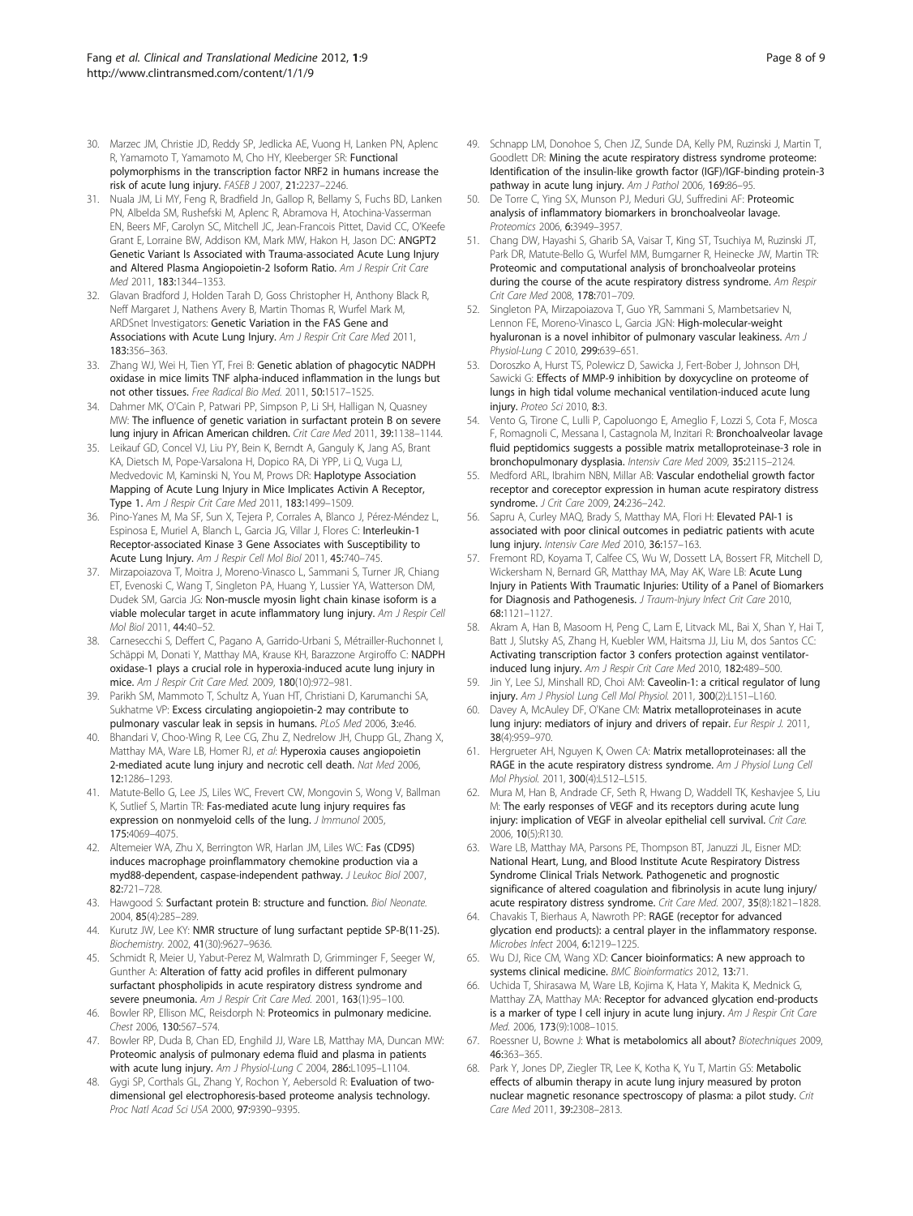30. Marzec JM, Christie JD, Reddy SP, Jedlicka AE, Vuong H, Lanken PN, Aplenc R, Yamamoto T, Yamamoto M, Cho HY, Kleeberger SR: **Functional polymorphisms in the transcription factor NRF2 in humans increase the risk of acute lung injury.** *FASEB J* 2007, **21:**2237–2246.
31. Nuala JM, Li MY, Feng R, Bradfield Jn, Gallop R, Bellamy S, Fuchs BD, Lanken PN, Albelda SM, Rushefski M, Aplenc R, Abramova H, Atochina-Vasserman EN, Beers MF, Carolyn SC, Mitchell JC, Jean-Francois Pittet, David CC, O'Keefe Grant E, Lorraine BW, Addison KM, Mark MW, Hakon H, Jason DC: **ANGPT2 Genetic Variant Is Associated with Trauma-associated Acute Lung Injury and Altered Plasma Angiopoietin-2 Isoform Ratio.** *Am J Respir Crit Care Med* 2011, **183:**1344–1353.
32. Glavan Bradford J, Holden Tarah D, Goss Christopher H, Anthony Black R, Neff Margaret J, Nathens Avery B, Martin Thomas R, Wurfel Mark M, ARDSnet Investigators: **Genetic Variation in the FAS Gene and Associations with Acute Lung Injury.** *Am J Respir Crit Care Med* 2011, **183:**356–363.
33. Zhang WJ, Wei H, Tien YT, Frei B: **Genetic ablation of phagocytic NADPH oxidase in mice limits TNF alpha-induced inflammation in the lungs but not other tissues.** *Free Radical Bio Med.* 2011, **50:**1517–1525.
34. Dahmer MK, O'Cain P, Patwari PP, Simpson P, Li SH, Halligan N, Quasney MW: **The influence of genetic variation in surfactant protein B on severe lung injury in African American children.** *Crit Care Med* 2011, **39:**1138–1144.
35. Leikauf GD, Concel VJ, Liu PY, Bein K, Berndt A, Ganguly K, Jang AS, Brant KA, Dietsch M, Pope-Varsalona H, Dopico RA, Di YPP, Li Q, Vuga LJ, Medvedovic M, Kaminski N, You M, Prows DR: **Haplotype Association Mapping of Acute Lung Injury in Mice Implicates Activin A Receptor, Type 1.** *Am J Respir Crit Care Med* 2011, **183:**1499–1509.
36. Pino-Yanes M, Ma SF, Sun X, Tejera P, Corrales A, Blanco J, Pérez-Méndez L, Espinosa E, Muriel A, Blanch L, Garcia JG, Villar J, Flores C: **Interleukin-1 Receptor-associated Kinase 3 Gene Associates with Susceptibility to Acute Lung Injury.** *Am J Respir Cell Mol Biol* 2011, **45:**740–745.
37. Mirzapoiazova T, Moitra J, Moreno-Vinasco L, Sammani S, Turner JR, Chiang ET, Evenoski C, Wang T, Singleton PA, Huang Y, Lussier YA, Watterson DM, Dudek SM, Garcia JG: **Non-muscle myosin light chain kinase isoform is a viable molecular target in acute inflammatory lung injury.** *Am J Respir Cell Mol Biol* 2011, **44:**40–52.
38. Carnesecchi S, Deffert C, Pagano A, Garrido-Urbani S, Métrailler-Ruchonnet I, Schäppi M, Donati Y, Matthay MA, Krause KH, Barazzone Argiroffo C: **NADPH oxidase-1 plays a crucial role in hyperoxia-induced acute lung injury in mice.** *Am J Respir Crit Care Med.* 2009, **180**(10):972–981.
39. Parikh SM, Mammoto T, Schultz A, Yuan HT, Christiani D, Karumanchi SA, Sukhatme VP: **Excess circulating angiopoietin-2 may contribute to pulmonary vascular leak in sepsis in humans.** *PLoS Med* 2006, **3:**e46.
40. Bhandari V, Choo-Wing R, Lee CG, Zhu Z, Nedrelow JH, Chupp GL, Zhang X, Matthay MA, Ware LB, Homer RJ, *et al*: **Hyperoxia causes angiopoietin 2-mediated acute lung injury and necrotic cell death.** *Nat Med* 2006, **12:**1286–1293.
41. Matute-Bello G, Lee JS, Liles WC, Frevert CW, Mongovin S, Wong V, Ballman K, Sutlief S, Martin TR: **Fas-mediated acute lung injury requires fas expression on nonmyeloid cells of the lung.** *J Immunol* 2005, **175:**4069–4075.
42. Altemeier WA, Zhu X, Berrington WR, Harlan JM, Liles WC: **Fas (CD95) induces macrophage proinflammatory chemokine production via a myd88-dependent, caspase-independent pathway.** *J Leukoc Biol* 2007, **82:**721–728.
43. Hawgood S: **Surfactant protein B: structure and function.** *Biol Neonate.* 2004, **85**(4):285–289.
44. Kurutz JW, Lee KY: **NMR structure of lung surfactant peptide SP-B(11-25).** *Biochemistry.* 2002, **41**(30):9627–9636.
45. Schmidt R, Meier U, Yabut-Perez M, Walmrath D, Grimminger F, Seeger W, Gunther A: **Alteration of fatty acid profiles in different pulmonary surfactant phospholipids in acute respiratory distress syndrome and severe pneumonia.** *Am J Respir Crit Care Med.* 2001, **163**(1):95–100.
46. Bowler RP, Ellison MC, Reisdorph N: **Proteomics in pulmonary medicine.** *Chest* 2006, **130:**567–574.
47. Bowler RP, Duda B, Chan ED, Enghild JJ, Ware LB, Matthay MA, Duncan MW: **Proteomic analysis of pulmonary edema fluid and plasma in patients with acute lung injury.** *Am J Physiol-Lung C* 2004, **286:**L1095–L1104.
48. Gygi SP, Corthals GL, Zhang Y, Rochon Y, Aebersold R: **Evaluation of two-dimensional gel electrophoresis-based proteome analysis technology.** *Proc Natl Acad Sci USA* 2000, **97:**9390–9395.
49. Schnapp LM, Donohoe S, Chen JZ, Sunde DA, Kelly PM, Ruzinski J, Martin T, Goodlett DR: **Mining the acute respiratory distress syndrome proteome: Identification of the insulin-like growth factor (IGF)/IGF-binding protein-3 pathway in acute lung injury.** *Am J Pathol* 2006, **169:**86–95.
50. De Torre C, Ying SX, Munson PJ, Meduri GU, Suffredini AF: **Proteomic analysis of inflammatory biomarkers in bronchoalveolar lavage.** *Proteomics* 2006, **6:**3949–3957.
51. Chang DW, Hayashi S, Gharib SA, Vaisar T, King ST, Tsuchiya M, Ruzinski JT, Park DR, Matute-Bello G, Wurfel MM, Bumgarner R, Heinecke JW, Martin TR: **Proteomic and computational analysis of bronchoalveolar proteins during the course of the acute respiratory distress syndrome.** *Am Respir Crit Care Med* 2008, **178:**701–709.
52. Singleton PA, Mirzapoiazova T, Guo YR, Sammani S, Mambetsariev N, Lennon FE, Moreno-Vinasco L, Garcia JGN: **High-molecular-weight hyaluronan is a novel inhibitor of pulmonary vascular leakiness.** *Am J Physiol-Lung C* 2010, **299:**639–651.
53. Doroszko A, Hurst TS, Polewicz D, Sawicka J, Fert-Bober J, Johnson DH, Sawicki G: **Effects of MMP-9 inhibition by doxycycline on proteome of lungs in high tidal volume mechanical ventilation-induced acute lung injury.** *Proteo Sci* 2010, **8:**3.
54. Vento G, Tirone C, Lulli P, Capoluongo E, Ameglio F, Lozzi S, Cota F, Mosca F, Romagnoli C, Messana I, Castagnola M, Inzitari R: **Bronchoalveolar lavage fluid peptidomics suggests a possible matrix metalloproteinase-3 role in bronchopulmonary dysplasia.** *Intensiv Care Med* 2009, **35:**2115–2124.
55. Medford ARL, Ibrahim NBN, Millar AB: **Vascular endothelial growth factor receptor and coreceptor expression in human acute respiratory distress syndrome.** *J Crit Care* 2009, **24:**236–242.
56. Sapru A, Curley MAQ, Brady S, Matthay MA, Flori H: **Elevated PAI-1 is associated with poor clinical outcomes in pediatric patients with acute lung injury.** *Intensiv Care Med* 2010, **36:**157–163.
57. Fremont RD, Koyama T, Calfee CS, Wu W, Dossett LA, Bossert FR, Mitchell D, Wickersham N, Bernard GR, Matthay MA, May AK, Ware LB: **Acute Lung Injury in Patients With Traumatic Injuries: Utility of a Panel of Biomarkers for Diagnosis and Pathogenesis.** *J Traum-Injury Infect Crit Care* 2010, **68:**1121–1127.
58. Akram A, Han B, Masoom H, Peng C, Lam E, Litvack ML, Bai X, Shan Y, Hai T, Batt J, Slutsky AS, Zhang H, Kuebler WM, Haitsma JJ, Liu M, dos Santos CC: **Activating transcription factor 3 confers protection against ventilator-induced lung injury.** *Am J Respir Crit Care Med* 2010, **182:**489–500.
59. Jin Y, Lee SJ, Minshall RD, Choi AM: **Caveolin-1: a critical regulator of lung injury.** *Am J Physiol Lung Cell Mol Physiol.* 2011, **300**(2):L151–L160.
60. Davey A, McAuley DF, O'Kane CM: **Matrix metalloproteinases in acute lung injury: mediators of injury and drivers of repair.** *Eur Respir J.* 2011, **38**(4):959–970.
61. Hergrueter AH, Nguyen K, Owen CA: **Matrix metalloproteinases: all the RAGE in the acute respiratory distress syndrome.** *Am J Physiol Lung Cell Mol Physiol.* 2011, **300**(4):L512–L515.
62. Mura M, Han B, Andrade CF, Seth R, Hwang D, Waddell TK, Keshavjee S, Liu M: **The early responses of VEGF and its receptors during acute lung injury: implication of VEGF in alveolar epithelial cell survival.** *Crit Care.* 2006, **10**(5):R130.
63. Ware LB, Matthay MA, Parsons PE, Thompson BT, Januzzi JL, Eisner MD: **National Heart, Lung, and Blood Institute Acute Respiratory Distress Syndrome Clinical Trials Network. Pathogenetic and prognostic significance of altered coagulation and fibrinolysis in acute lung injury/acute respiratory distress syndrome.** *Crit Care Med.* 2007, **35**(8):1821–1828.
64. Chavakis T, Bierhaus A, Nawroth PP: **RAGE (receptor for advanced glycation end products): a central player in the inflammatory response.** *Microbes Infect* 2004, **6:**1219–1225.
65. Wu DJ, Rice CM, Wang XD: **Cancer bioinformatics: A new approach to systems clinical medicine.** *BMC Bioinformatics* 2012, **13:**71.
66. Uchida T, Shirasawa M, Ware LB, Kojima K, Hata Y, Makita K, Mednick G, Matthay ZA, Matthay MA: **Receptor for advanced glycation end-products is a marker of type I cell injury in acute lung injury.** *Am J Respir Crit Care Med.* 2006, **173**(9):1008–1015.
67. Roessner U, Bowne J: **What is metabolomics all about?** *Biotechniques* 2009, **46:**363–365.
68. Park Y, Jones DP, Ziegler TR, Lee K, Kotha K, Yu T, Martin GS: **Metabolic effects of albumin therapy in acute lung injury measured by proton nuclear magnetic resonance spectroscopy of plasma: a pilot study.** *Crit Care Med* 2011, **39:**2308–2813.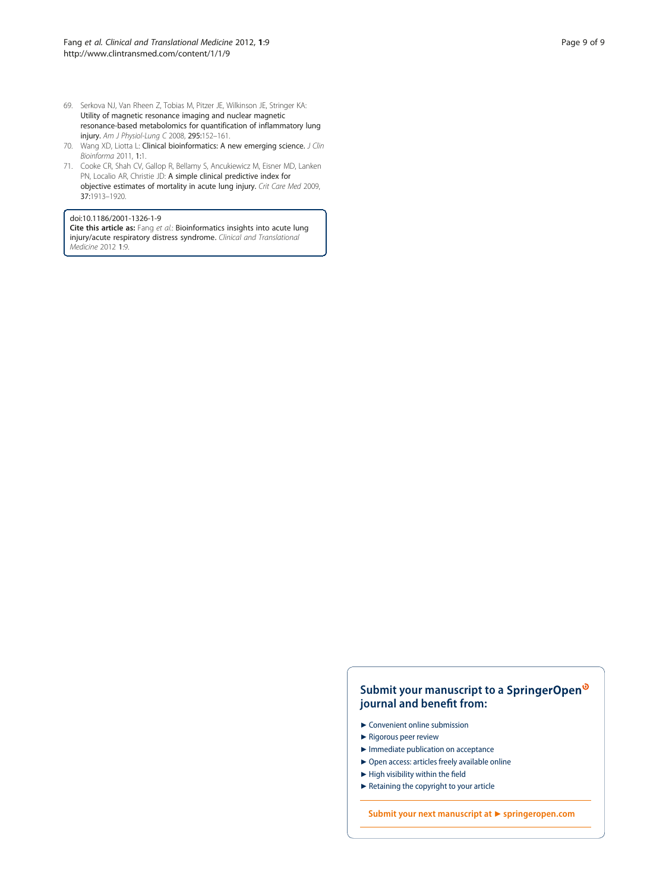69. Serkova NJ, Van Rheen Z, Tobias M, Pitzer JE, Wilkinson JE, Stringer KA: **Utility of magnetic resonance imaging and nuclear magnetic resonance-based metabolomics for quantification of inflammatory lung injury.** *Am J Physiol-Lung C* 2008, **295**:152–161.
70. Wang XD, Liotta L: **Clinical bioinformatics: A new emerging science.** *J Clin Bioinforma* 2011, **1**:1.
71. Cooke CR, Shah CV, Gallop R, Bellamy S, Ancukiewicz M, Eisner MD, Lanken PN, Localio AR, Christie JD: **A simple clinical predictive index for objective estimates of mortality in acute lung injury.** *Crit Care Med* 2009, **37**:1913–1920.

doi:10.1186/2001-1326-1-9
**Cite this article as:** Fang *et al.*: Bioinformatics insights into acute lung injury/acute respiratory distress syndrome. *Clinical and Translational Medicine* 2012 **1**:9.

**Submit your manuscript to a SpringerOpen journal and benefit from:**

- ► Convenient online submission
- ► Rigorous peer review
- ► Immediate publication on acceptance
- ► Open access: articles freely available online
- ► High visibility within the field
- ► Retaining the copyright to your article

**Submit your next manuscript at ► springeropen.com**